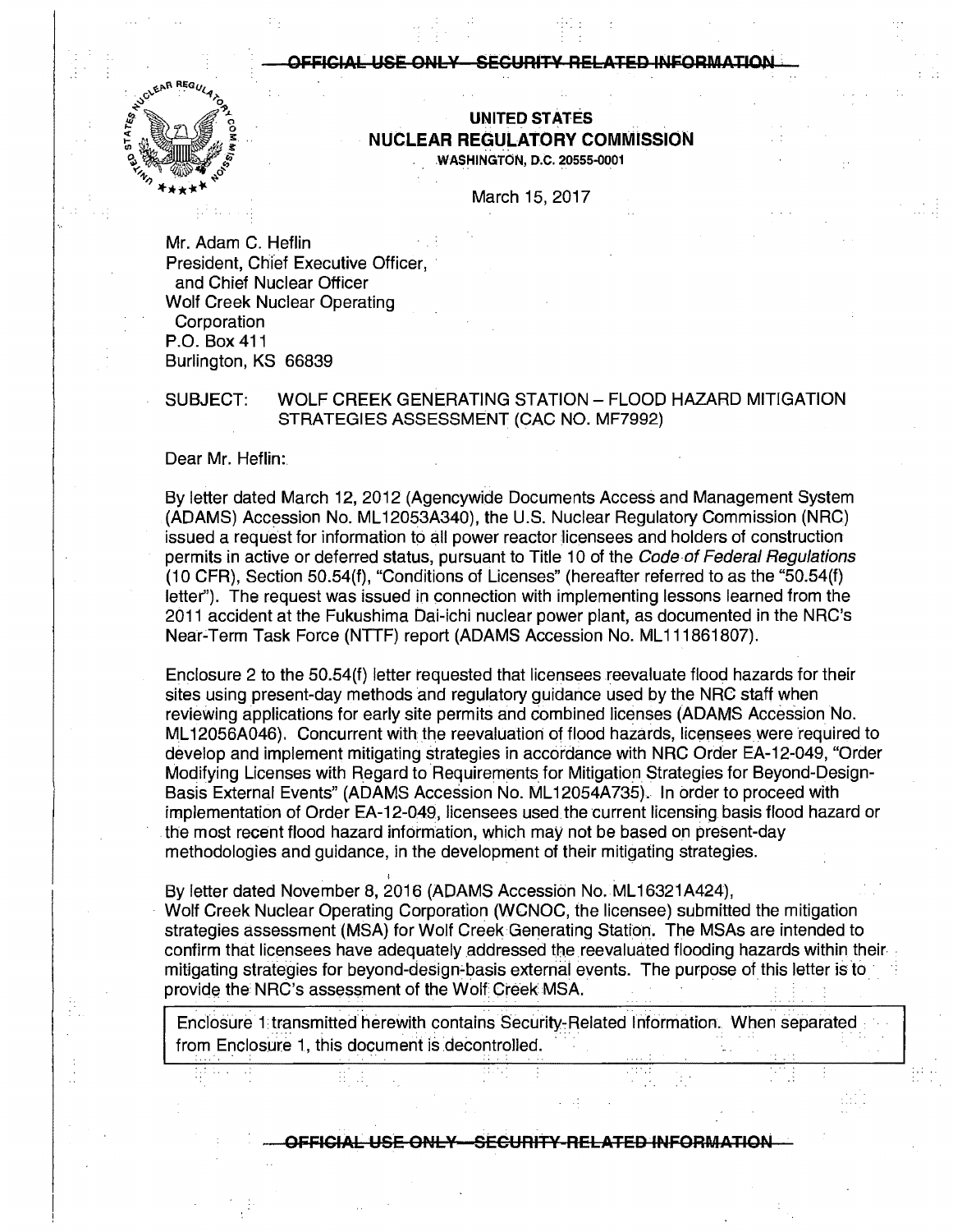OFFICIAL USE ONLY — SECURITY-RELATED INFORMATION

**UNITED STATES**
**NUCLEAR REGULATORY COMMISSION**
WASHINGTON, D.C. 20555-0001

March 15, 2017

Mr. Adam C. Heflin
President, Chief Executive Officer,
and Chief Nuclear Officer
Wolf Creek Nuclear Operating
Corporation
P.O. Box 411
Burlington, KS 66839

SUBJECT: WOLF CREEK GENERATING STATION – FLOOD HAZARD MITIGATION STRATEGIES ASSESSMENT (CAC NO. MF7992)

Dear Mr. Heflin:

By letter dated March 12, 2012 (Agencywide Documents Access and Management System (ADAMS) Accession No. ML12053A340), the U.S. Nuclear Regulatory Commission (NRC) issued a request for information to all power reactor licensees and holders of construction permits in active or deferred status, pursuant to Title 10 of the *Code of Federal Regulations* (10 CFR), Section 50.54(f), "Conditions of Licenses" (hereafter referred to as the "50.54(f) letter"). The request was issued in connection with implementing lessons learned from the 2011 accident at the Fukushima Dai-ichi nuclear power plant, as documented in the NRC's Near-Term Task Force (NTTF) report (ADAMS Accession No. ML111861807).

Enclosure 2 to the 50.54(f) letter requested that licensees reevaluate flood hazards for their sites using present-day methods and regulatory guidance used by the NRC staff when reviewing applications for early site permits and combined licenses (ADAMS Accession No. ML12056A046). Concurrent with the reevaluation of flood hazards, licensees were required to develop and implement mitigating strategies in accordance with NRC Order EA-12-049, "Order Modifying Licenses with Regard to Requirements for Mitigation Strategies for Beyond-Design-Basis External Events" (ADAMS Accession No. ML12054A735). In order to proceed with implementation of Order EA-12-049, licensees used the current licensing basis flood hazard or the most recent flood hazard information, which may not be based on present-day methodologies and guidance, in the development of their mitigating strategies.

By letter dated November 8, 2016 (ADAMS Accession No. ML16321A424), Wolf Creek Nuclear Operating Corporation (WCNOC, the licensee) submitted the mitigation strategies assessment (MSA) for Wolf Creek Generating Station. The MSAs are intended to confirm that licensees have adequately addressed the reevaluated flooding hazards within their mitigating strategies for beyond-design-basis external events. The purpose of this letter is to provide the NRC's assessment of the Wolf Creek MSA.

Enclosure 1 transmitted herewith contains Security-Related Information. When separated from Enclosure 1, this document is decontrolled.

OFFICIAL USE ONLY — SECURITY-RELATED INFORMATION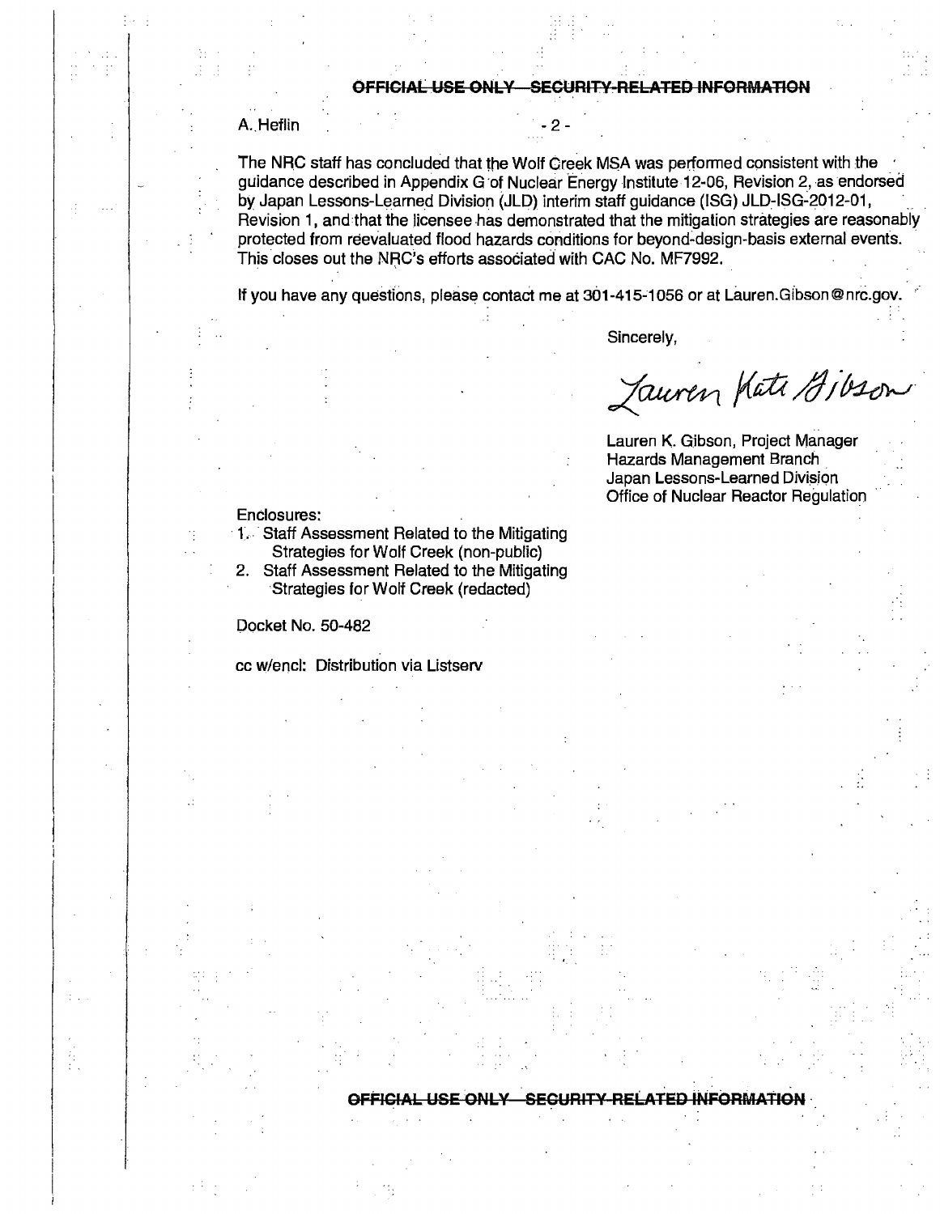The NRC staff has concluded that the Wolf Creek MSA was performed consistent with the guidance described in Appendix G of Nuclear Energy Institute 12-06, Revision 2, as endorsed by Japan Lessons-Learned Division (JLD) interim staff guidance (ISG) JLD-ISG-2012-01, Revision 1, and that the licensee has demonstrated that the mitigation strategies are reasonably protected from reevaluated flood hazards conditions for beyond-design-basis external events. This closes out the NRC's efforts associated with CAC No. MF7992.

If you have any questions, please contact me at 301-415-1056 or at Lauren.Gibson@nrc.gov.

Sincerely,

Lauren Kate Gibson

Lauren K. Gibson, Project Manager
Hazards Management Branch
Japan Lessons-Learned Division
Office of Nuclear Reactor Regulation

Enclosures:

1. Staff Assessment Related to the Mitigating Strategies for Wolf Creek (non-public)
2. Staff Assessment Related to the Mitigating Strategies for Wolf Creek (redacted)

Docket No. 50-482

cc w/encl: Distribution via Listserv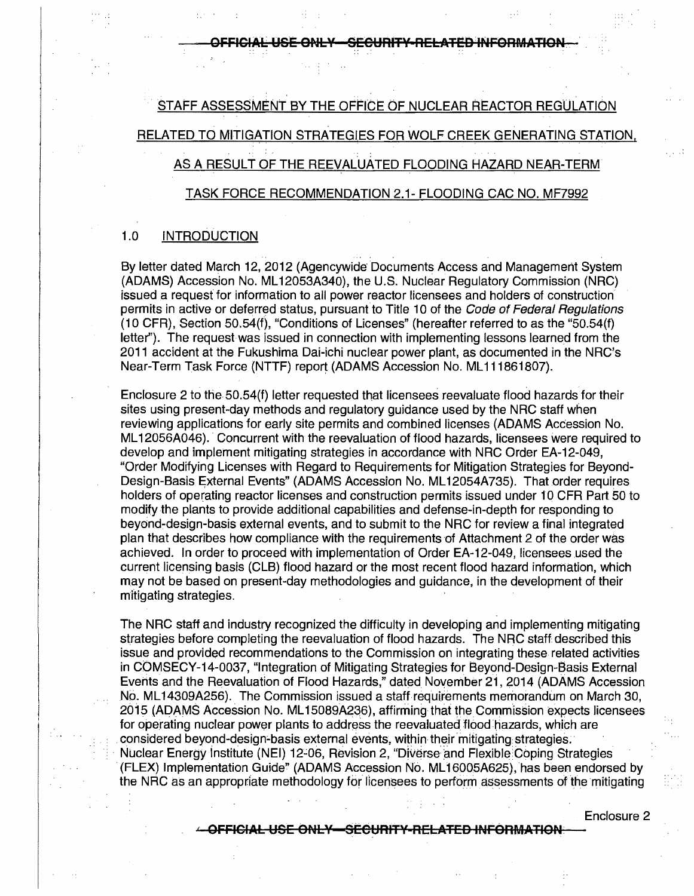STAFF ASSESSMENT BY THE OFFICE OF NUCLEAR REACTOR REGULATION RELATED TO MITIGATION STRATEGIES FOR WOLF CREEK GENERATING STATION, AS A RESULT OF THE REEVALUATED FLOODING HAZARD NEAR-TERM TASK FORCE RECOMMENDATION 2.1- FLOODING CAC NO. MF7992

## 1.0 INTRODUCTION

By letter dated March 12, 2012 (Agencywide Documents Access and Management System (ADAMS) Accession No. ML12053A340), the U.S. Nuclear Regulatory Commission (NRC) issued a request for information to all power reactor licensees and holders of construction permits in active or deferred status, pursuant to Title 10 of the *Code of Federal Regulations* (10 CFR), Section 50.54(f), "Conditions of Licenses" (hereafter referred to as the "50.54(f) letter"). The request was issued in connection with implementing lessons learned from the 2011 accident at the Fukushima Dai-ichi nuclear power plant, as documented in the NRC's Near-Term Task Force (NTTF) report (ADAMS Accession No. ML111861807).

Enclosure 2 to the 50.54(f) letter requested that licensees reevaluate flood hazards for their sites using present-day methods and regulatory guidance used by the NRC staff when reviewing applications for early site permits and combined licenses (ADAMS Accession No. ML12056A046). Concurrent with the reevaluation of flood hazards, licensees were required to develop and implement mitigating strategies in accordance with NRC Order EA-12-049, "Order Modifying Licenses with Regard to Requirements for Mitigation Strategies for Beyond-Design-Basis External Events" (ADAMS Accession No. ML12054A735). That order requires holders of operating reactor licenses and construction permits issued under 10 CFR Part 50 to modify the plants to provide additional capabilities and defense-in-depth for responding to beyond-design-basis external events, and to submit to the NRC for review a final integrated plan that describes how compliance with the requirements of Attachment 2 of the order was achieved. In order to proceed with implementation of Order EA-12-049, licensees used the current licensing basis (CLB) flood hazard or the most recent flood hazard information, which may not be based on present-day methodologies and guidance, in the development of their mitigating strategies.

The NRC staff and industry recognized the difficulty in developing and implementing mitigating strategies before completing the reevaluation of flood hazards. The NRC staff described this issue and provided recommendations to the Commission on integrating these related activities in COMSECY-14-0037, "Integration of Mitigating Strategies for Beyond-Design-Basis External Events and the Reevaluation of Flood Hazards," dated November 21, 2014 (ADAMS Accession No. ML14309A256). The Commission issued a staff requirements memorandum on March 30, 2015 (ADAMS Accession No. ML15089A236), affirming that the Commission expects licensees for operating nuclear power plants to address the reevaluated flood hazards, which are considered beyond-design-basis external events, within their mitigating strategies. Nuclear Energy Institute (NEI) 12-06, Revision 2, "Diverse and Flexible Coping Strategies (FLEX) Implementation Guide" (ADAMS Accession No. ML16005A625), has been endorsed by the NRC as an appropriate methodology for licensees to perform assessments of the mitigating

Enclosure 2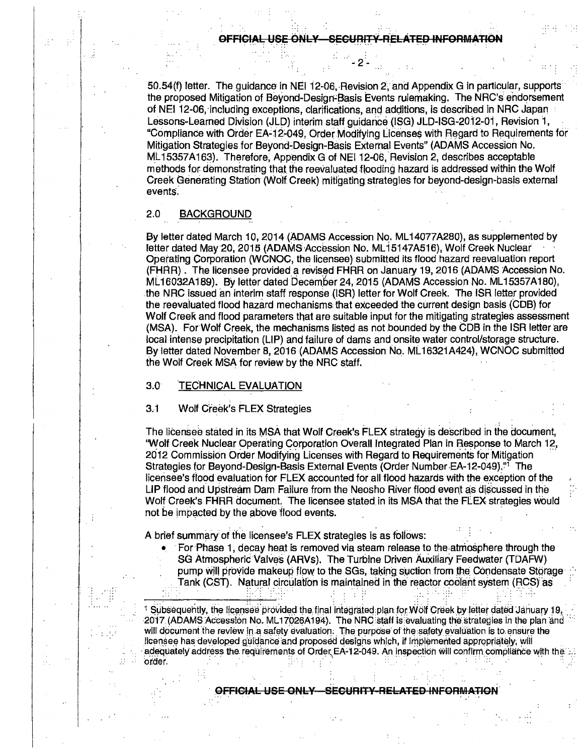50.54(f) letter. The guidance in NEI 12-06, Revision 2, and Appendix G in particular, supports the proposed Mitigation of Beyond-Design-Basis Events rulemaking. The NRC's endorsement of NEI 12-06, including exceptions, clarifications, and additions, is described in NRC Japan Lessons-Learned Division (JLD) interim staff guidance (ISG) JLD-ISG-2012-01, Revision 1, "Compliance with Order EA-12-049, Order Modifying Licenses with Regard to Requirements for Mitigation Strategies for Beyond-Design-Basis External Events" (ADAMS Accession No. ML15357A163). Therefore, Appendix G of NEI 12-06, Revision 2, describes acceptable methods for demonstrating that the reevaluated flooding hazard is addressed within the Wolf Creek Generating Station (Wolf Creek) mitigating strategies for beyond-design-basis external events.

## 2.0 BACKGROUND

By letter dated March 10, 2014 (ADAMS Accession No. ML14077A280), as supplemented by letter dated May 20, 2015 (ADAMS Accession No. ML15147A516), Wolf Creek Nuclear Operating Corporation (WCNOC, the licensee) submitted its flood hazard reevaluation report (FHRR). The licensee provided a revised FHRR on January 19, 2016 (ADAMS Accession No. ML16032A189). By letter dated December 24, 2015 (ADAMS Accession No. ML15357A180), the NRC issued an interim staff response (ISR) letter for Wolf Creek. The ISR letter provided the reevaluated flood hazard mechanisms that exceeded the current design basis (CDB) for Wolf Creek and flood parameters that are suitable input for the mitigating strategies assessment (MSA). For Wolf Creek, the mechanisms listed as not bounded by the CDB in the ISR letter are local intense precipitation (LIP) and failure of dams and onsite water control/storage structure. By letter dated November 8, 2016 (ADAMS Accession No. ML16321A424), WCNOC submitted the Wolf Creek MSA for review by the NRC staff.

## 3.0 TECHNICAL EVALUATION

### 3.1 Wolf Creek's FLEX Strategies

The licensee stated in its MSA that Wolf Creek's FLEX strategy is described in the document, "Wolf Creek Nuclear Operating Corporation Overall Integrated Plan in Response to March 12, 2012 Commission Order Modifying Licenses with Regard to Requirements for Mitigation Strategies for Beyond-Design-Basis External Events (Order Number EA-12-049)."[1] The licensee's flood evaluation for FLEX accounted for all flood hazards with the exception of the LIP flood and Upstream Dam Failure from the Neosho River flood event as discussed in the Wolf Creek's FHRR document. The licensee stated in its MSA that the FLEX strategies would not be impacted by the above flood events.

A brief summary of the licensee's FLEX strategies is as follows:

- For Phase 1, decay heat is removed via steam release to the atmosphere through the SG Atmospheric Valves (ARVs). The Turbine Driven Auxiliary Feedwater (TDAFW) pump will provide makeup flow to the SGs, taking suction from the Condensate Storage Tank (CST). Natural circulation is maintained in the reactor coolant system (RCS) as

[1] Subsequently, the licensee provided the final integrated plan for Wolf Creek by letter dated January 19, 2017 (ADAMS Accession No. ML17026A194). The NRC staff is evaluating the strategies in the plan and will document the review in a safety evaluation. The purpose of the safety evaluation is to ensure the licensee has developed guidance and proposed designs which, if implemented appropriately, will adequately address the requirements of Order EA-12-049. An inspection will confirm compliance with the order.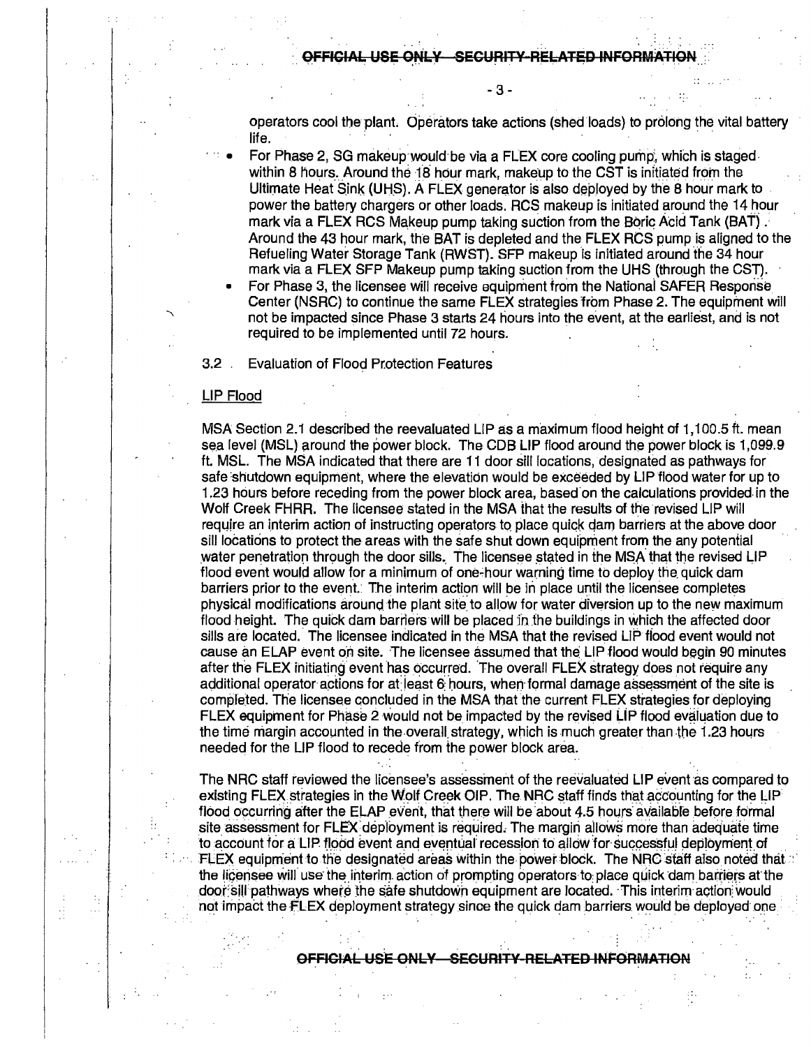operators cool the plant. Operators take actions (shed loads) to prolong the vital battery life.

- For Phase 2, SG makeup would be via a FLEX core cooling pump, which is staged within 8 hours. Around the 18 hour mark, makeup to the CST is initiated from the Ultimate Heat Sink (UHS). A FLEX generator is also deployed by the 8 hour mark to power the battery chargers or other loads. RCS makeup is initiated around the 14 hour mark via a FLEX RCS Makeup pump taking suction from the Boric Acid Tank (BAT). Around the 43 hour mark, the BAT is depleted and the FLEX RCS pump is aligned to the Refueling Water Storage Tank (RWST). SFP makeup is initiated around the 34 hour mark via a FLEX SFP Makeup pump taking suction from the UHS (through the CST).
- For Phase 3, the licensee will receive equipment from the National SAFER Response Center (NSRC) to continue the same FLEX strategies from Phase 2. The equipment will not be impacted since Phase 3 starts 24 hours into the event, at the earliest, and is not required to be implemented until 72 hours.

3.2 Evaluation of Flood Protection Features

LIP Flood

MSA Section 2.1 described the reevaluated LIP as a maximum flood height of 1,100.5 ft. mean sea level (MSL) around the power block. The CDB LIP flood around the power block is 1,099.9 ft. MSL. The MSA indicated that there are 11 door sill locations, designated as pathways for safe shutdown equipment, where the elevation would be exceeded by LIP flood water for up to 1.23 hours before receding from the power block area, based on the calculations provided in the Wolf Creek FHRR. The licensee stated in the MSA that the results of the revised LIP will require an interim action of instructing operators to place quick dam barriers at the above door sill locations to protect the areas with the safe shut down equipment from the any potential water penetration through the door sills. The licensee stated in the MSA that the revised LIP flood event would allow for a minimum of one-hour warning time to deploy the quick dam barriers prior to the event. The interim action will be in place until the licensee completes physical modifications around the plant site to allow for water diversion up to the new maximum flood height. The quick dam barriers will be placed in the buildings in which the affected door sills are located. The licensee indicated in the MSA that the revised LIP flood event would not cause an ELAP event on site. The licensee assumed that the LIP flood would begin 90 minutes after the FLEX initiating event has occurred. The overall FLEX strategy does not require any additional operator actions for at least 6 hours, when formal damage assessment of the site is completed. The licensee concluded in the MSA that the current FLEX strategies for deploying FLEX equipment for Phase 2 would not be impacted by the revised LIP flood evaluation due to the time margin accounted in the overall strategy, which is much greater than the 1.23 hours needed for the LIP flood to recede from the power block area.

The NRC staff reviewed the licensee's assessment of the reevaluated LIP event as compared to existing FLEX strategies in the Wolf Creek OIP. The NRC staff finds that accounting for the LIP flood occurring after the ELAP event, that there will be about 4.5 hours available before formal site assessment for FLEX deployment is required. The margin allows more than adequate time to account for a LIP flood event and eventual recession to allow for successful deployment of FLEX equipment to the designated areas within the power block. The NRC staff also noted that the licensee will use the interim action of prompting operators to place quick dam barriers at the door sill pathways where the safe shutdown equipment are located. This interim action would not impact the FLEX deployment strategy since the quick dam barriers would be deployed one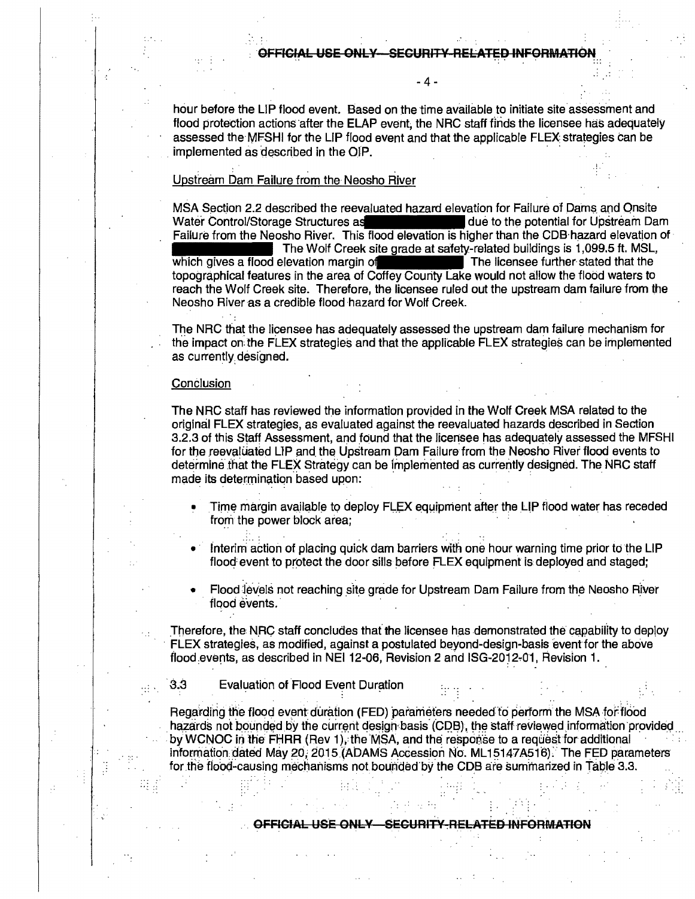hour before the LIP flood event. Based on the time available to initiate site assessment and flood protection actions after the ELAP event, the NRC staff finds the licensee has adequately assessed the MFSHI for the LIP flood event and that the applicable FLEX strategies can be implemented as described in the OIP.

Upstream Dam Failure from the Neosho River

MSA Section 2.2 described the reevaluated hazard elevation for Failure of Dams and Onsite Water Control/Storage Structures as [REDACTED] due to the potential for Upstream Dam Failure from the Neosho River. This flood elevation is higher than the CDB hazard elevation of [REDACTED] The Wolf Creek site grade at safety-related buildings is 1,099.5 ft. MSL, which gives a flood elevation margin of [REDACTED] The licensee further stated that the topographical features in the area of Coffey County Lake would not allow the flood waters to reach the Wolf Creek site. Therefore, the licensee ruled out the upstream dam failure from the Neosho River as a credible flood hazard for Wolf Creek.

The NRC that the licensee has adequately assessed the upstream dam failure mechanism for the impact on the FLEX strategies and that the applicable FLEX strategies can be implemented as currently designed.

Conclusion

The NRC staff has reviewed the information provided in the Wolf Creek MSA related to the original FLEX strategies, as evaluated against the reevaluated hazards described in Section 3.2.3 of this Staff Assessment, and found that the licensee has adequately assessed the MFSHI for the reevaluated LIP and the Upstream Dam Failure from the Neosho River flood events to determine that the FLEX Strategy can be implemented as currently designed. The NRC staff made its determination based upon:

- Time margin available to deploy FLEX equipment after the LIP flood water has receded from the power block area;
- Interim action of placing quick dam barriers with one hour warning time prior to the LIP flood event to protect the door sills before FLEX equipment is deployed and staged;
- Flood levels not reaching site grade for Upstream Dam Failure from the Neosho River flood events.

Therefore, the NRC staff concludes that the licensee has demonstrated the capability to deploy FLEX strategies, as modified, against a postulated beyond-design-basis event for the above flood events, as described in NEI 12-06, Revision 2 and ISG-2012-01, Revision 1.

## 3.3 Evaluation of Flood Event Duration

Regarding the flood event duration (FED) parameters needed to perform the MSA for flood hazards not bounded by the current design basis (CDB), the staff reviewed information provided by WCNOC in the FHRR (Rev 1), the MSA, and the response to a request for additional information dated May 20, 2015 (ADAMS Accession No. ML15147A516). The FED parameters for the flood-causing mechanisms not bounded by the CDB are summarized in Table 3.3.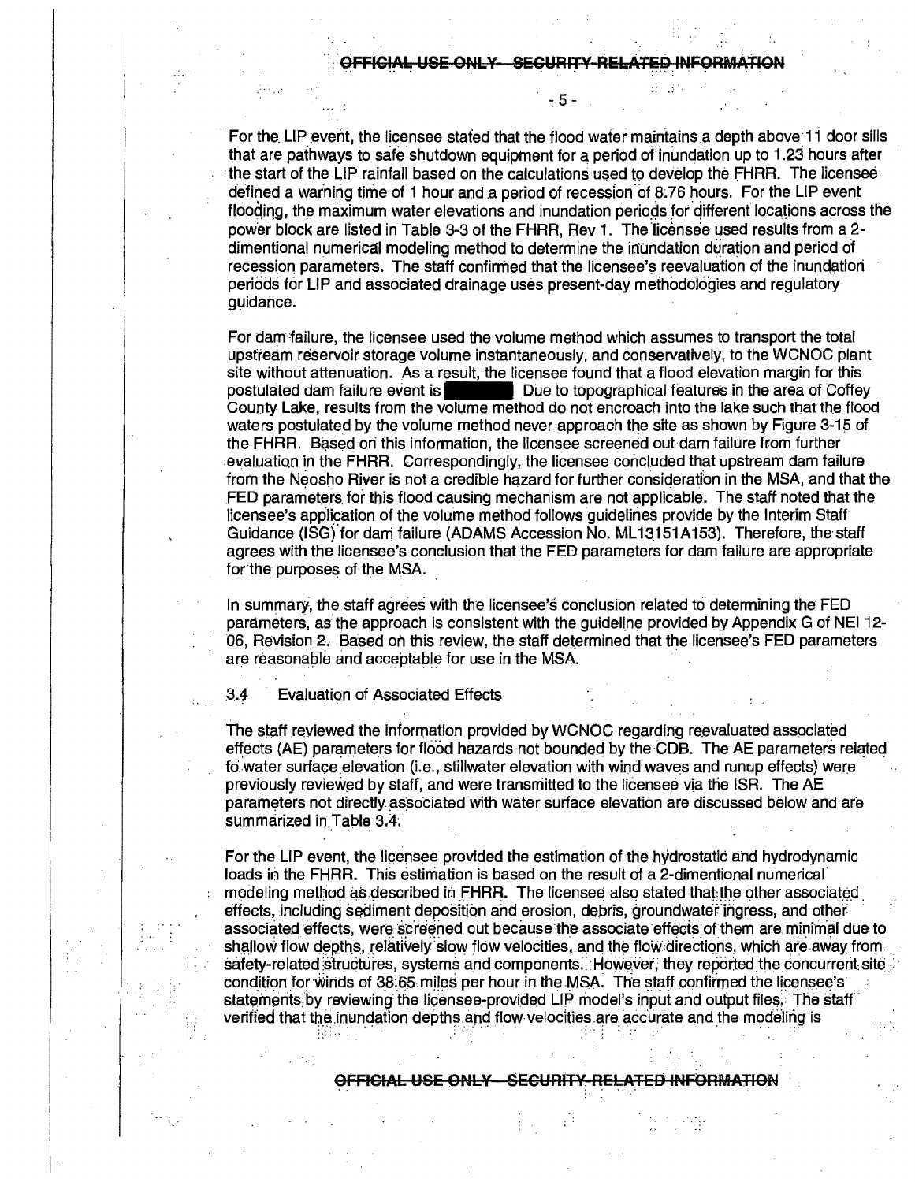For the LIP event, the licensee stated that the flood water maintains a depth above 11 door sills that are pathways to safe shutdown equipment for a period of inundation up to 1.23 hours after the start of the LIP rainfall based on the calculations used to develop the FHRR. The licensee defined a warning time of 1 hour and a period of recession of 8.76 hours. For the LIP event flooding, the maximum water elevations and inundation periods for different locations across the power block are listed in Table 3-3 of the FHRR, Rev 1. The licensee used results from a 2-dimentional numerical modeling method to determine the inundation duration and period of recession parameters. The staff confirmed that the licensee's reevaluation of the inundation periods for LIP and associated drainage uses present-day methodologies and regulatory guidance.

For dam failure, the licensee used the volume method which assumes to transport the total upstream reservoir storage volume instantaneously, and conservatively, to the WCNOC plant site without attenuation. As a result, the licensee found that a flood elevation margin for this postulated dam failure event is [redacted] Due to topographical features in the area of Coffey County Lake, results from the volume method do not encroach into the lake such that the flood waters postulated by the volume method never approach the site as shown by Figure 3-15 of the FHRR. Based on this information, the licensee screened out dam failure from further evaluation in the FHRR. Correspondingly, the licensee concluded that upstream dam failure from the Neosho River is not a credible hazard for further consideration in the MSA, and that the FED parameters for this flood causing mechanism are not applicable. The staff noted that the licensee's application of the volume method follows guidelines provide by the Interim Staff Guidance (ISG) for dam failure (ADAMS Accession No. ML13151A153). Therefore, the staff agrees with the licensee's conclusion that the FED parameters for dam failure are appropriate for the purposes of the MSA.

In summary, the staff agrees with the licensee's conclusion related to determining the FED parameters, as the approach is consistent with the guideline provided by Appendix G of NEI 12-06, Revision 2. Based on this review, the staff determined that the licensee's FED parameters are reasonable and acceptable for use in the MSA.

### 3.4 Evaluation of Associated Effects

The staff reviewed the information provided by WCNOC regarding reevaluated associated effects (AE) parameters for flood hazards not bounded by the CDB. The AE parameters related to water surface elevation (i.e., stillwater elevation with wind waves and runup effects) were previously reviewed by staff, and were transmitted to the licensee via the ISR. The AE parameters not directly associated with water surface elevation are discussed below and are summarized in Table 3.4.

For the LIP event, the licensee provided the estimation of the hydrostatic and hydrodynamic loads in the FHRR. This estimation is based on the result of a 2-dimentional numerical modeling method as described in FHRR. The licensee also stated that the other associated effects, including sediment deposition and erosion, debris, groundwater ingress, and other associated effects, were screened out because the associate effects of them are minimal due to shallow flow depths, relatively slow flow velocities, and the flow directions, which are away from safety-related structures, systems and components. However, they reported the concurrent site condition for winds of 38.65 miles per hour in the MSA. The staff confirmed the licensee's statements by reviewing the licensee-provided LIP model's input and output files. The staff verified that the inundation depths and flow velocities are accurate and the modeling is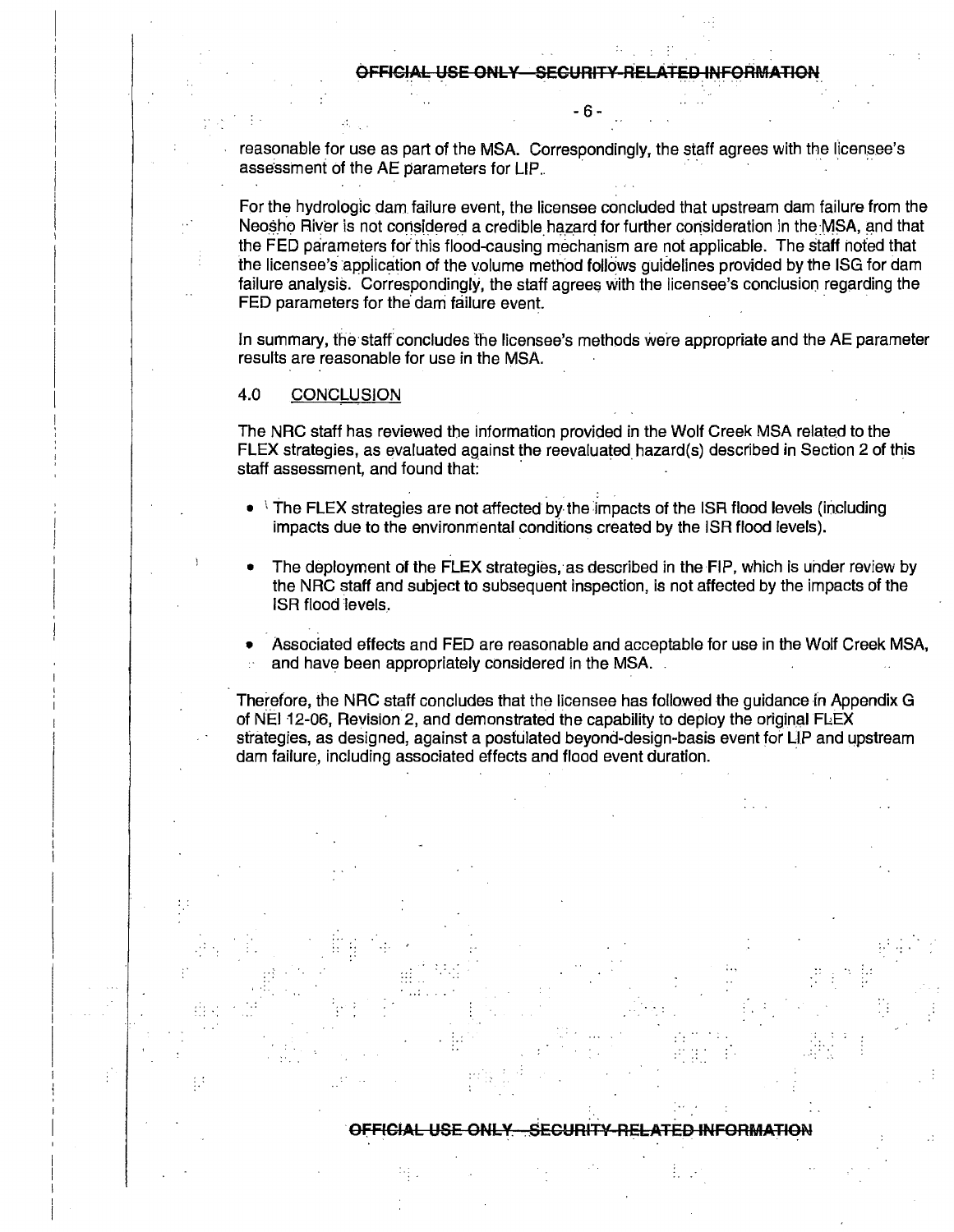reasonable for use as part of the MSA. Correspondingly, the staff agrees with the licensee's assessment of the AE parameters for LIP.

For the hydrologic dam failure event, the licensee concluded that upstream dam failure from the Neosho River is not considered a credible hazard for further consideration in the MSA, and that the FED parameters for this flood-causing mechanism are not applicable. The staff noted that the licensee's application of the volume method follows guidelines provided by the ISG for dam failure analysis. Correspondingly, the staff agrees with the licensee's conclusion regarding the FED parameters for the dam failure event.

In summary, the staff concludes the licensee's methods were appropriate and the AE parameter results are reasonable for use in the MSA.

## 4.0 CONCLUSION

The NRC staff has reviewed the information provided in the Wolf Creek MSA related to the FLEX strategies, as evaluated against the reevaluated hazard(s) described in Section 2 of this staff assessment, and found that:

- The FLEX strategies are not affected by the impacts of the ISR flood levels (including impacts due to the environmental conditions created by the ISR flood levels).
- The deployment of the FLEX strategies, as described in the FIP, which is under review by the NRC staff and subject to subsequent inspection, is not affected by the impacts of the ISR flood levels.
- Associated effects and FED are reasonable and acceptable for use in the Wolf Creek MSA, and have been appropriately considered in the MSA.

Therefore, the NRC staff concludes that the licensee has followed the guidance in Appendix G of NEI 12-06, Revision 2, and demonstrated the capability to deploy the original FLEX strategies, as designed, against a postulated beyond-design-basis event for LIP and upstream dam failure, including associated effects and flood event duration.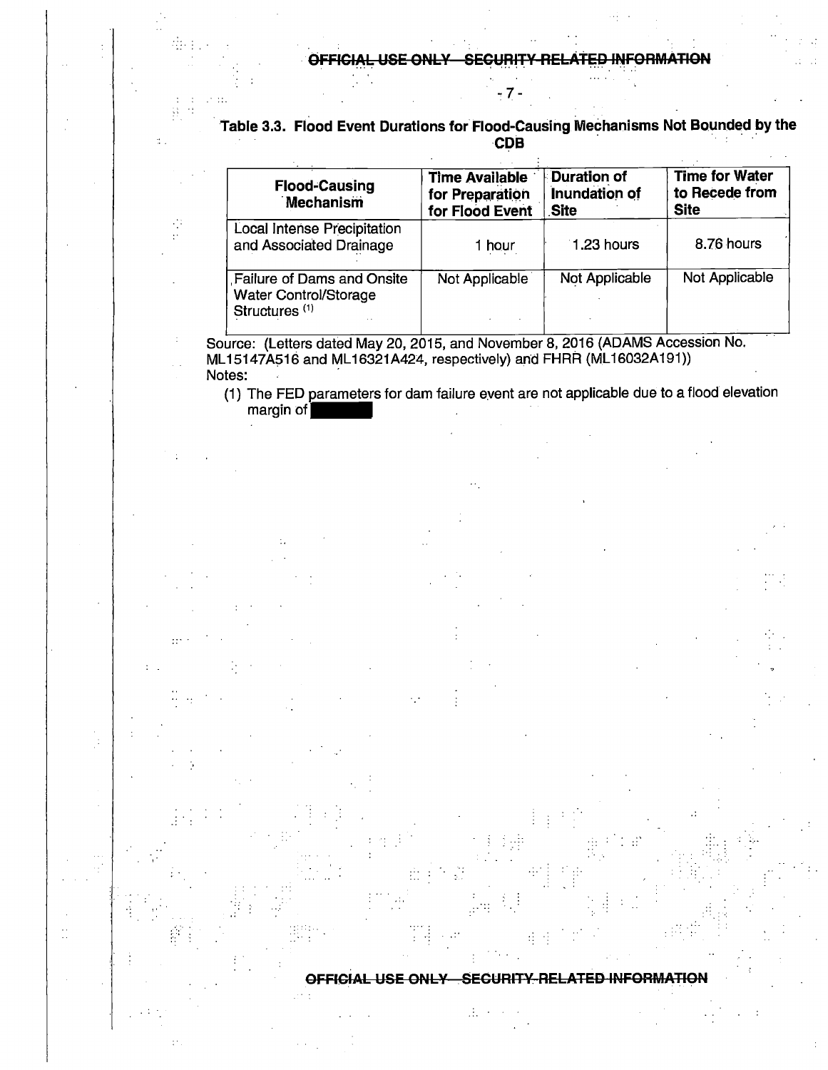**Table 3.3. Flood Event Durations for Flood-Causing Mechanisms Not Bounded by the CDB**

| Flood-Causing Mechanism | Time Available for Preparation for Flood Event | Duration of Inundation of Site | Time for Water to Recede from Site |
|---|---|---|---|
| Local Intense Precipitation and Associated Drainage | 1 hour | 1.23 hours | 8.76 hours |
| Failure of Dams and Onsite Water Control/Storage Structures (1) | Not Applicable | Not Applicable | Not Applicable |

Source: (Letters dated May 20, 2015, and November 8, 2016 (ADAMS Accession No. ML15147A516 and ML16321A424, respectively) and FHRR (ML16032A191))

Notes:

(1) The FED parameters for dam failure event are not applicable due to a flood elevation margin of [redacted]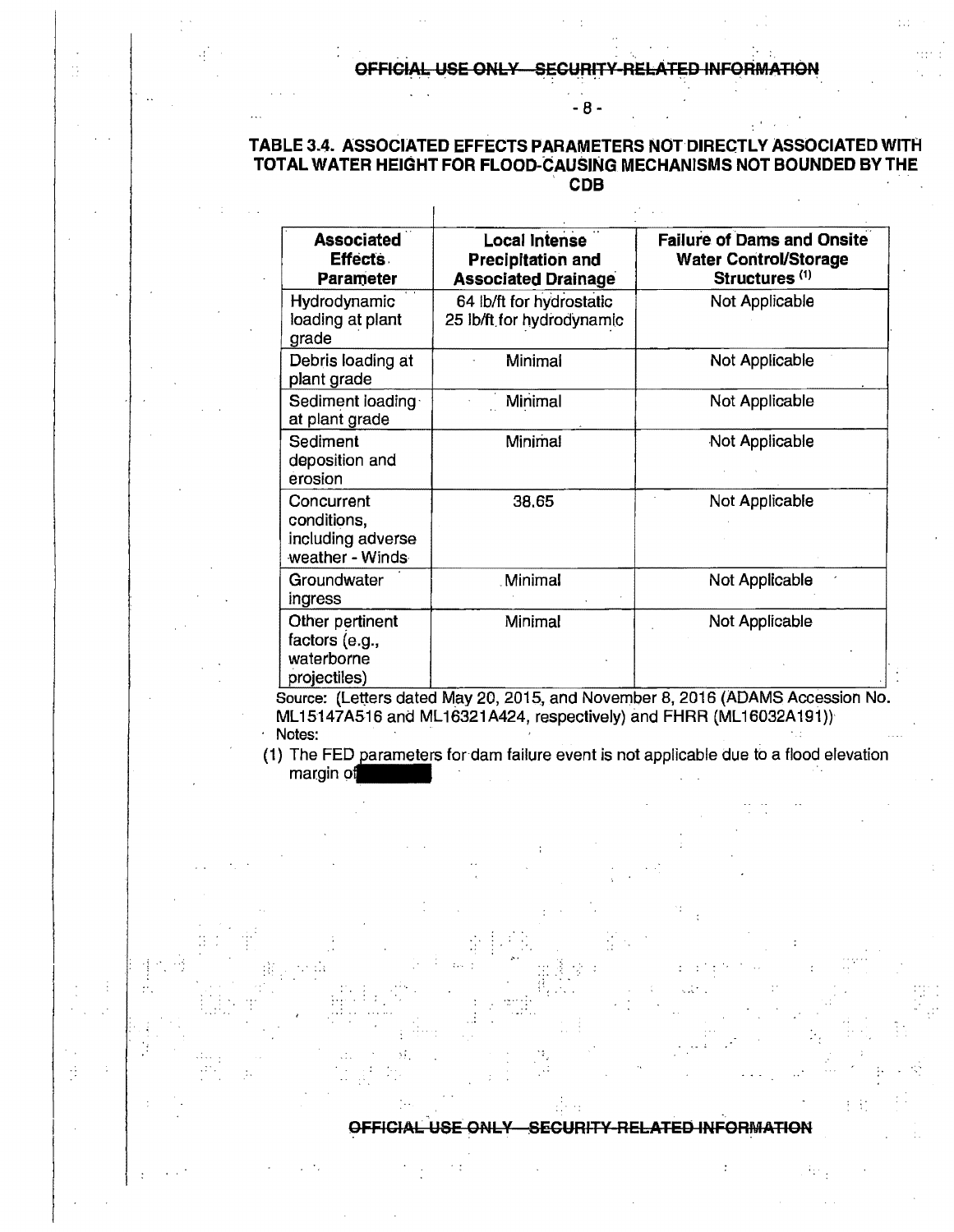### TABLE 3.4. ASSOCIATED EFFECTS PARAMETERS NOT DIRECTLY ASSOCIATED WITH TOTAL WATER HEIGHT FOR FLOOD-CAUSING MECHANISMS NOT BOUNDED BY THE CDB

| Associated Effects Parameter | Local Intense Precipitation and Associated Drainage | Failure of Dams and Onsite Water Control/Storage Structures (1) |
|---|---|---|
| Hydrodynamic loading at plant grade | 64 lb/ft for hydrostatic<br>25 lb/ft for hydrodynamic | Not Applicable |
| Debris loading at plant grade | Minimal | Not Applicable |
| Sediment loading at plant grade | Minimal | Not Applicable |
| Sediment deposition and erosion | Minimal | Not Applicable |
| Concurrent conditions, including adverse weather - Winds | 38.65 | Not Applicable |
| Groundwater ingress | Minimal | Not Applicable |
| Other pertinent factors (e.g., waterborne projectiles) | Minimal | Not Applicable |

Source: (Letters dated May 20, 2015, and November 8, 2016 (ADAMS Accession No. ML15147A516 and ML16321A424, respectively) and FHRR (ML16032A191))

Notes:

(1) The FED parameters for dam failure event is not applicable due to a flood elevation margin of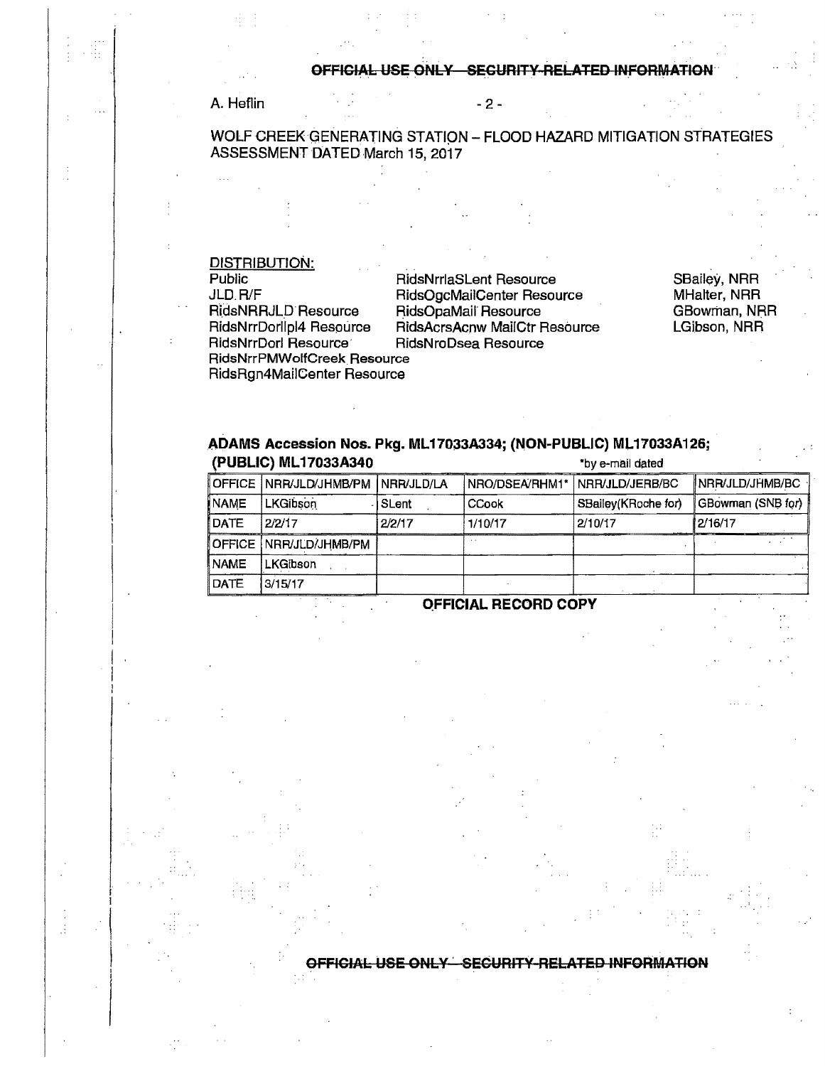A. Heflin

WOLF CREEK GENERATING STATION – FLOOD HAZARD MITIGATION STRATEGIES ASSESSMENT DATED March 15, 2017

DISTRIBUTION:

Public
JLD R/F
RidsNRRJLD Resource
RidsNrrDorllpl4 Resource
RidsNrrDorl Resource
RidsNrrPMWolfCreek Resource
RidsRgn4MailCenter Resource
RidsNrrlaSLent Resource
RidsOgcMailCenter Resource
RidsOpaMail Resource
RidsAcrsAcnw MailCtr Resource
RidsNroDsea Resource
SBailey, NRR
MHalter, NRR
GBowman, NRR
LGibson, NRR

**ADAMS Accession Nos. Pkg. ML17033A334; (NON-PUBLIC) ML17033A126; (PUBLIC) ML17033A340**

*by e-mail dated

| OFFICE | NRR/JLD/JHMB/PM | NRR/JLD/LA | NRO/DSEA/RHM1* | NRR/JLD/JERB/BC | NRR/JLD/JHMB/BC |
|---|---|---|---|---|---|
| NAME | LKGibson | SLent | CCook | SBailey(KRoche for) | GBowman (SNB for) |
| DATE | 2/2/17 | 2/2/17 | 1/10/17 | 2/10/17 | 2/16/17 |
| OFFICE | NRR/JLD/JHMB/PM | | | | |
| NAME | LKGibson | | | | |
| DATE | 3/15/17 | | | | |

**OFFICIAL RECORD COPY**